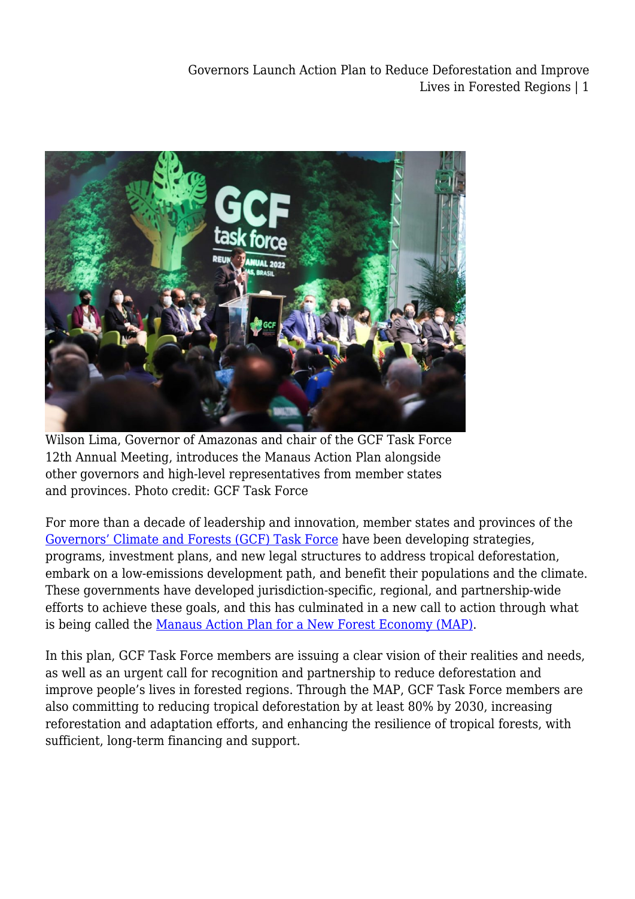Wilson Lima, Governor of Amazonas and chair of the GCF Task Force 12th Annual Meeting, introduces the Manaus Action Plan alongside other governors and high-level representatives from member states and provinces. Photo credit: GCF Task Force

For more than a decade of leadership and innovation, member states and provinces of the [Governors' Climate and Forests (GCF) Task Force](#) have been developing strategies, programs, investment plans, and new legal structures to address tropical deforestation, embark on a low-emissions development path, and benefit their populations and the climate. These governments have developed jurisdiction-specific, regional, and partnership-wide efforts to achieve these goals, and this has culminated in a new call to action through what is being called the [Manaus Action Plan for a New Forest Economy (MAP)](#).

In this plan, GCF Task Force members are issuing a clear vision of their realities and needs, as well as an urgent call for recognition and partnership to reduce deforestation and improve people's lives in forested regions. Through the MAP, GCF Task Force members are also committing to reducing tropical deforestation by at least 80% by 2030, increasing reforestation and adaptation efforts, and enhancing the resilience of tropical forests, with sufficient, long-term financing and support.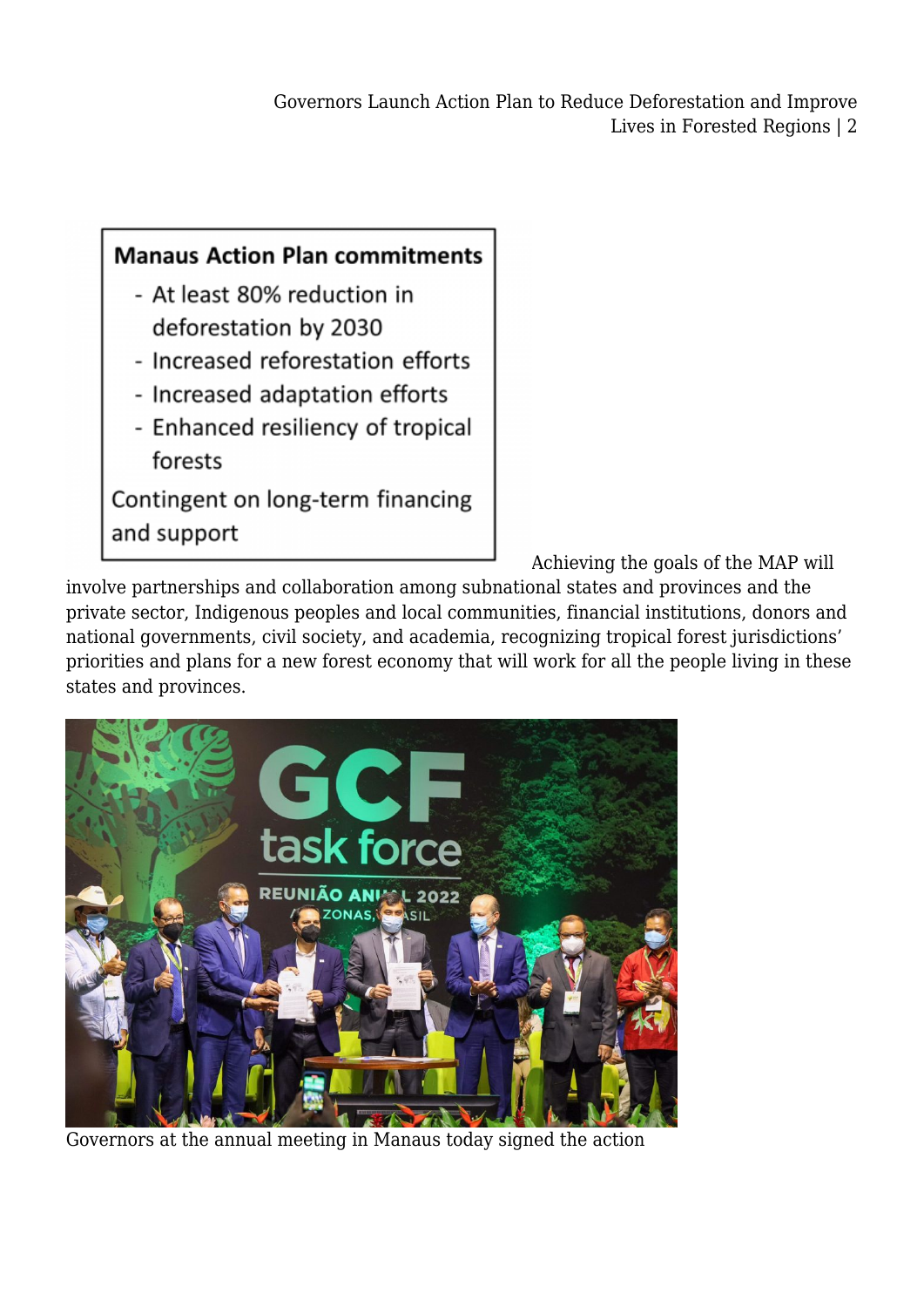**Manaus Action Plan commitments**

- At least 80% reduction in deforestation by 2030
- Increased reforestation efforts
- Increased adaptation efforts
- Enhanced resiliency of tropical forests

Contingent on long-term financing and support

Achieving the goals of the MAP will involve partnerships and collaboration among subnational states and provinces and the private sector, Indigenous peoples and local communities, financial institutions, donors and national governments, civil society, and academia, recognizing tropical forest jurisdictions' priorities and plans for a new forest economy that will work for all the people living in these states and provinces.

Governors at the annual meeting in Manaus today signed the action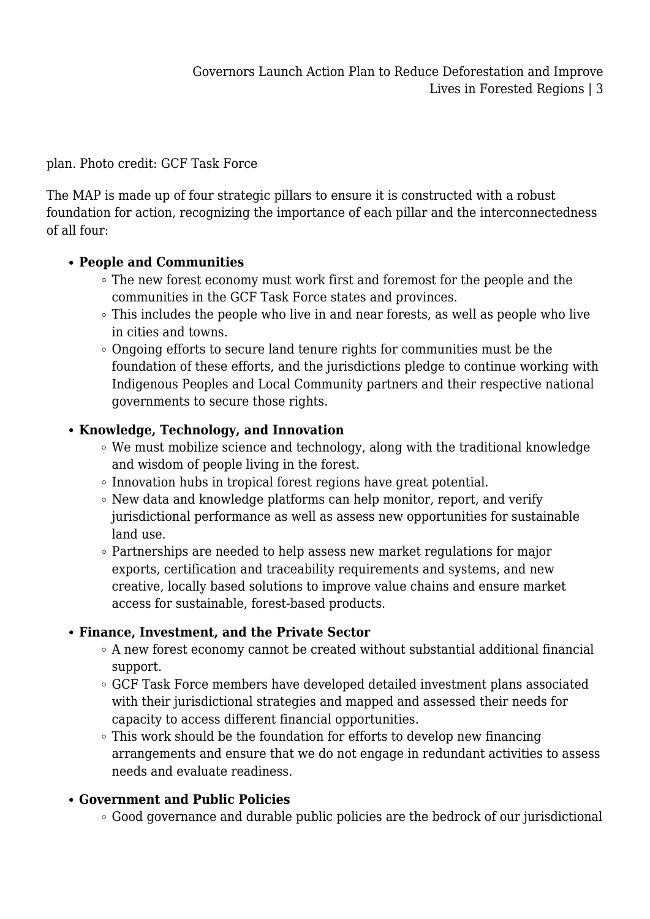plan. Photo credit: GCF Task Force

The MAP is made up of four strategic pillars to ensure it is constructed with a robust foundation for action, recognizing the importance of each pillar and the interconnectedness of all four:

- **People and Communities**
  - The new forest economy must work first and foremost for the people and the communities in the GCF Task Force states and provinces.
  - This includes the people who live in and near forests, as well as people who live in cities and towns.
  - Ongoing efforts to secure land tenure rights for communities must be the foundation of these efforts, and the jurisdictions pledge to continue working with Indigenous Peoples and Local Community partners and their respective national governments to secure those rights.
- **Knowledge, Technology, and Innovation**
  - We must mobilize science and technology, along with the traditional knowledge and wisdom of people living in the forest.
  - Innovation hubs in tropical forest regions have great potential.
  - New data and knowledge platforms can help monitor, report, and verify jurisdictional performance as well as assess new opportunities for sustainable land use.
  - Partnerships are needed to help assess new market regulations for major exports, certification and traceability requirements and systems, and new creative, locally based solutions to improve value chains and ensure market access for sustainable, forest-based products.
- **Finance, Investment, and the Private Sector**
  - A new forest economy cannot be created without substantial additional financial support.
  - GCF Task Force members have developed detailed investment plans associated with their jurisdictional strategies and mapped and assessed their needs for capacity to access different financial opportunities.
  - This work should be the foundation for efforts to develop new financing arrangements and ensure that we do not engage in redundant activities to assess needs and evaluate readiness.
- **Government and Public Policies**
  - Good governance and durable public policies are the bedrock of our jurisdictional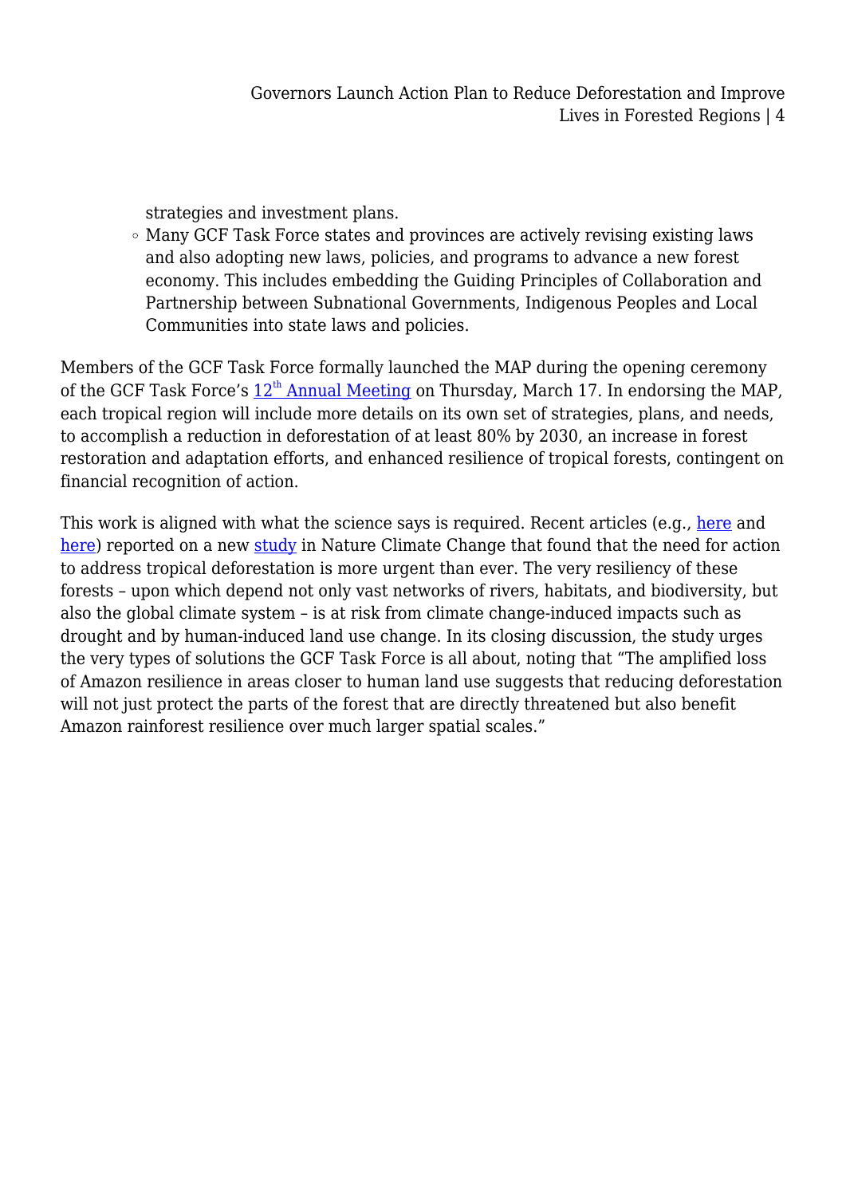strategies and investment plans.

- Many GCF Task Force states and provinces are actively revising existing laws and also adopting new laws, policies, and programs to advance a new forest economy. This includes embedding the Guiding Principles of Collaboration and Partnership between Subnational Governments, Indigenous Peoples and Local Communities into state laws and policies.

Members of the GCF Task Force formally launched the MAP during the opening ceremony of the GCF Task Force's 12th Annual Meeting on Thursday, March 17. In endorsing the MAP, each tropical region will include more details on its own set of strategies, plans, and needs, to accomplish a reduction in deforestation of at least 80% by 2030, an increase in forest restoration and adaptation efforts, and enhanced resilience of tropical forests, contingent on financial recognition of action.

This work is aligned with what the science says is required. Recent articles (e.g., here and here) reported on a new study in Nature Climate Change that found that the need for action to address tropical deforestation is more urgent than ever. The very resiliency of these forests – upon which depend not only vast networks of rivers, habitats, and biodiversity, but also the global climate system – is at risk from climate change-induced impacts such as drought and by human-induced land use change. In its closing discussion, the study urges the very types of solutions the GCF Task Force is all about, noting that "The amplified loss of Amazon resilience in areas closer to human land use suggests that reducing deforestation will not just protect the parts of the forest that are directly threatened but also benefit Amazon rainforest resilience over much larger spatial scales."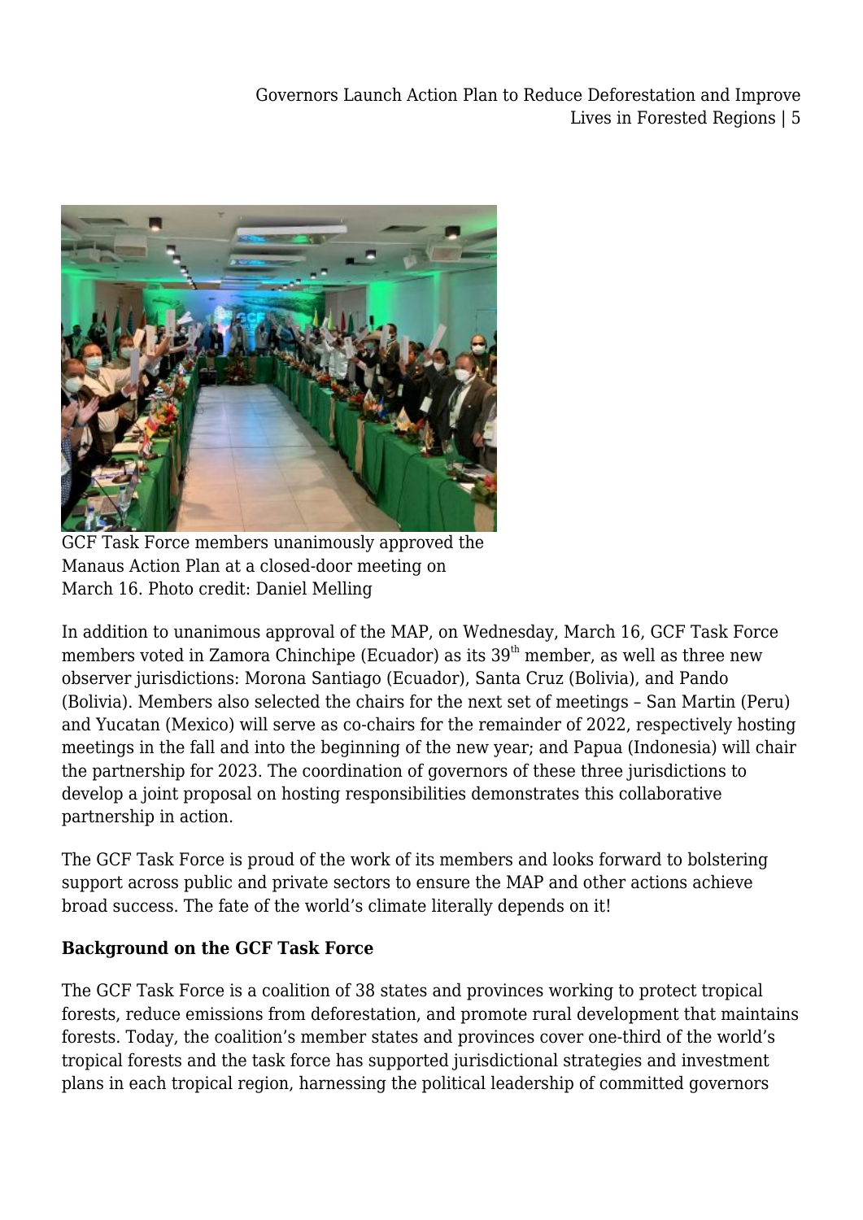GCF Task Force members unanimously approved the Manaus Action Plan at a closed-door meeting on March 16. Photo credit: Daniel Melling

In addition to unanimous approval of the MAP, on Wednesday, March 16, GCF Task Force members voted in Zamora Chinchipe (Ecuador) as its 39th member, as well as three new observer jurisdictions: Morona Santiago (Ecuador), Santa Cruz (Bolivia), and Pando (Bolivia). Members also selected the chairs for the next set of meetings – San Martin (Peru) and Yucatan (Mexico) will serve as co-chairs for the remainder of 2022, respectively hosting meetings in the fall and into the beginning of the new year; and Papua (Indonesia) will chair the partnership for 2023. The coordination of governors of these three jurisdictions to develop a joint proposal on hosting responsibilities demonstrates this collaborative partnership in action.

The GCF Task Force is proud of the work of its members and looks forward to bolstering support across public and private sectors to ensure the MAP and other actions achieve broad success. The fate of the world's climate literally depends on it!

**Background on the GCF Task Force**

The GCF Task Force is a coalition of 38 states and provinces working to protect tropical forests, reduce emissions from deforestation, and promote rural development that maintains forests. Today, the coalition's member states and provinces cover one-third of the world's tropical forests and the task force has supported jurisdictional strategies and investment plans in each tropical region, harnessing the political leadership of committed governors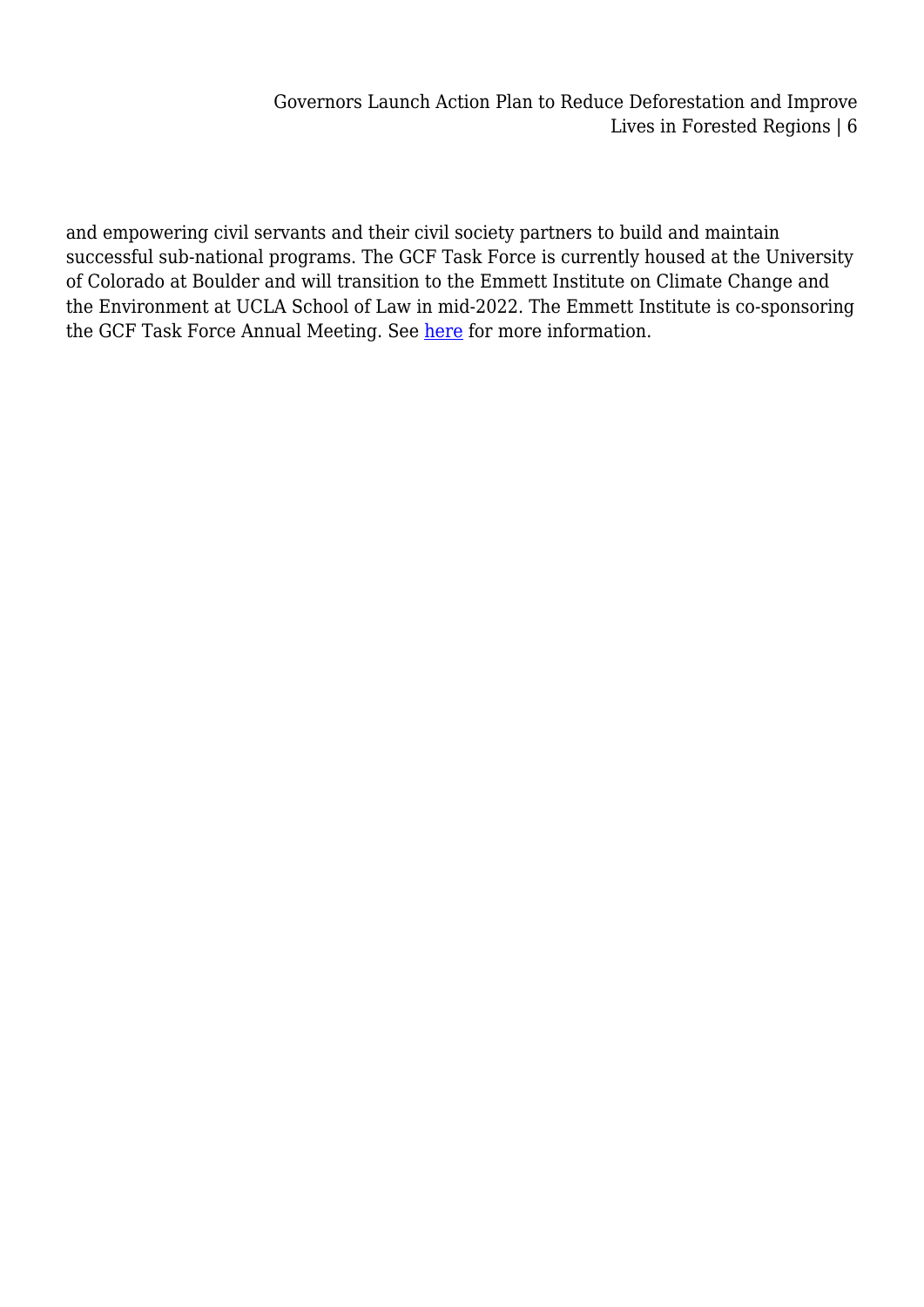and empowering civil servants and their civil society partners to build and maintain successful sub-national programs. The GCF Task Force is currently housed at the University of Colorado at Boulder and will transition to the Emmett Institute on Climate Change and the Environment at UCLA School of Law in mid-2022. The Emmett Institute is co-sponsoring the GCF Task Force Annual Meeting. See here for more information.